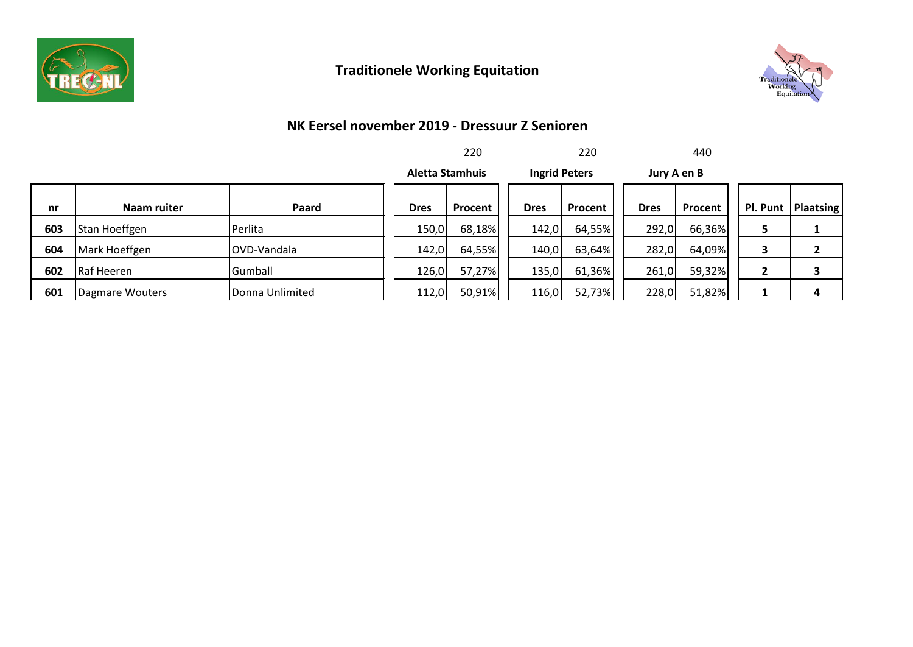## Traditionele Working Equitation

### NK Eersel november 2019 - Dressuur Z Senioren

| | | | 220 | | 220 | | 440 | | | |
|---|---|---|---|---|---|---|---|---|---|---|
| | | | **Aletta Stamhuis** | | **Ingrid Peters** | | **Jury A en B** | | | |
| **nr** | **Naam ruiter** | **Paard** | **Dres** | **Procent** | **Dres** | **Procent** | **Dres** | **Procent** | **Pl. Punt** | **Plaatsing** |
| **603** | Stan Hoeffgen | Perlita | 150,0 | 68,18% | 142,0 | 64,55% | 292,0 | 66,36% | **5** | **1** |
| **604** | Mark Hoeffgen | OVD-Vandala | 142,0 | 64,55% | 140,0 | 63,64% | 282,0 | 64,09% | **3** | **2** |
| **602** | Raf Heeren | Gumball | 126,0 | 57,27% | 135,0 | 61,36% | 261,0 | 59,32% | **2** | **3** |
| **601** | Dagmare Wouters | Donna Unlimited | 112,0 | 50,91% | 116,0 | 52,73% | 228,0 | 51,82% | **1** | **4** |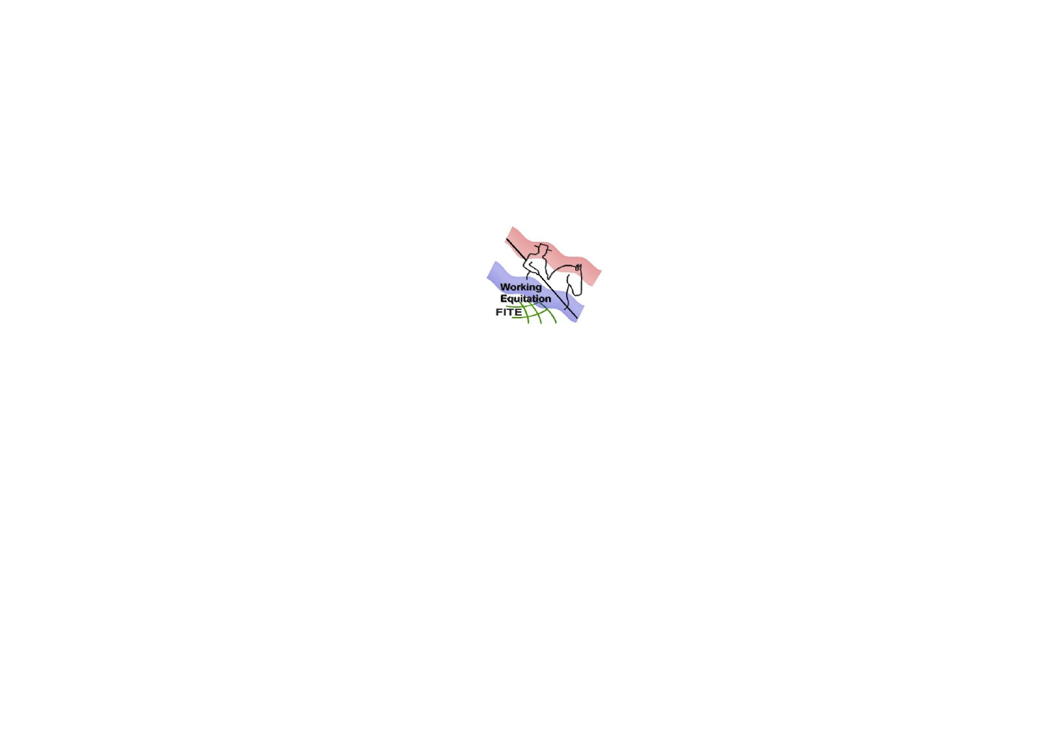Working Equitation

FITE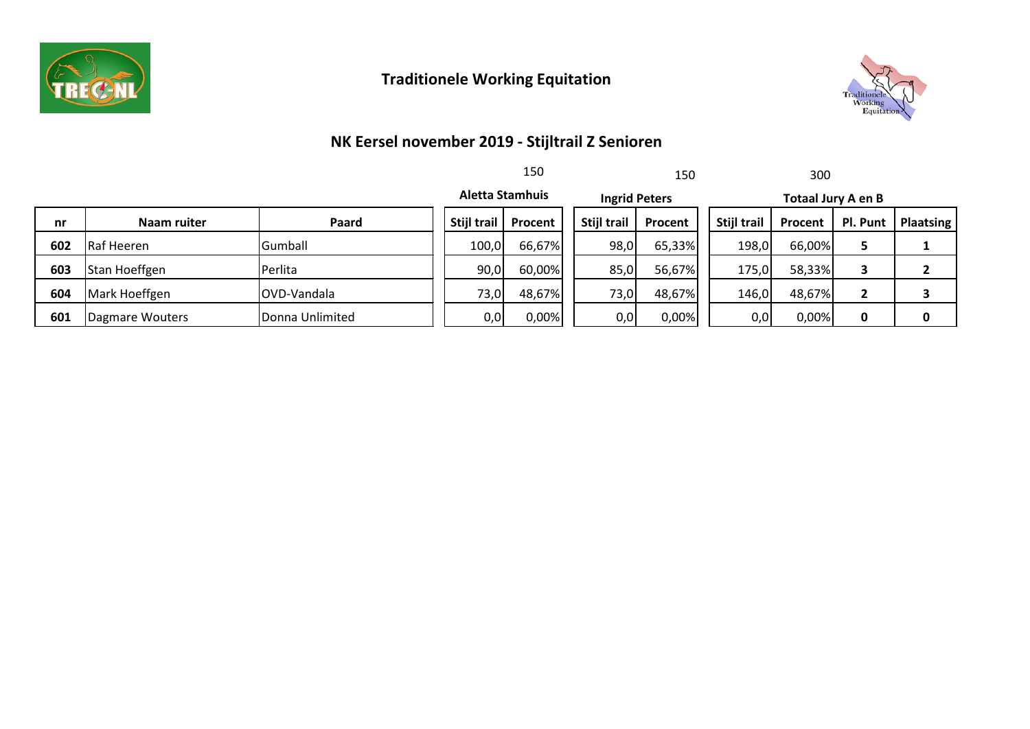## Traditionele Working Equitation

### NK Eersel november 2019 - Stijltrail Z Senioren

| | | | 150 | | 150 | | 300 | | | |
|---|---|---|---|---|---|---|---|---|---|---|
| | | | Aletta Stamhuis | | Ingrid Peters | | Totaal Jury A en B | | | |
| **nr** | **Naam ruiter** | **Paard** | **Stijl trail** | **Procent** | **Stijl trail** | **Procent** | **Stijl trail** | **Procent** | **Pl. Punt** | **Plaatsing** |
| **602** | Raf Heeren | Gumball | 100,0 | 66,67% | 98,0 | 65,33% | 198,0 | 66,00% | **5** | **1** |
| **603** | Stan Hoeffgen | Perlita | 90,0 | 60,00% | 85,0 | 56,67% | 175,0 | 58,33% | **3** | **2** |
| **604** | Mark Hoeffgen | OVD-Vandala | 73,0 | 48,67% | 73,0 | 48,67% | 146,0 | 48,67% | **2** | **3** |
| **601** | Dagmare Wouters | Donna Unlimited | 0,0 | 0,00% | 0,0 | 0,00% | 0,0 | 0,00% | **0** | **0** |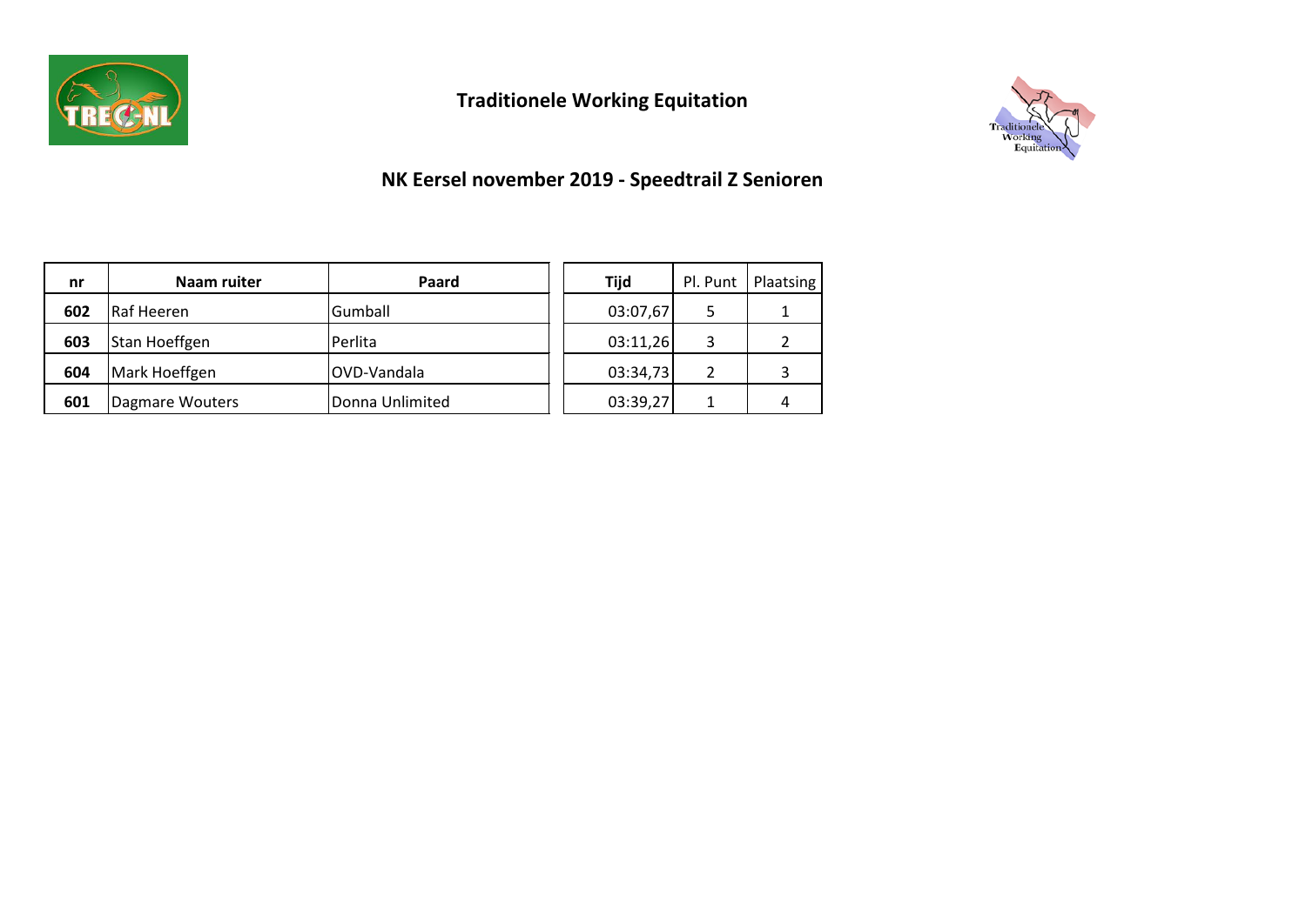# Traditionele Working Equitation

## NK Eersel november 2019 - Speedtrail Z Senioren

| nr | Naam ruiter | Paard | Tijd | Pl. Punt | Plaatsing |
|---|---|---|---|---|---|
| **602** | Raf Heeren | Gumball | 03:07,67 | 5 | 1 |
| **603** | Stan Hoeffgen | Perlita | 03:11,26 | 3 | 2 |
| **604** | Mark Hoeffgen | OVD-Vandala | 03:34,73 | 2 | 3 |
| **601** | Dagmare Wouters | Donna Unlimited | 03:39,27 | 1 | 4 |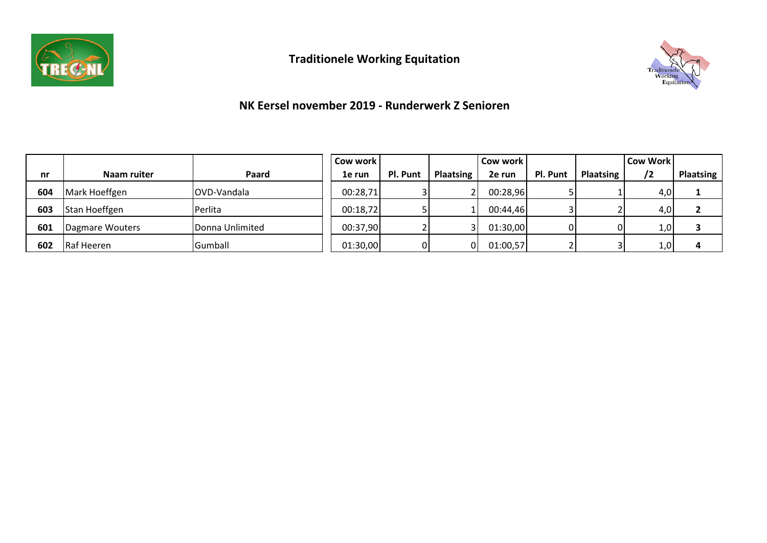# Traditionele Working Equitation

## NK Eersel november 2019 - Runderwerk Z Senioren

| nr | Naam ruiter | Paard | Cow work 1e run | Pl. Punt | Plaatsing | Cow work 2e run | Pl. Punt | Plaatsing | Cow Work /2 | Plaatsing |
|---|---|---|---|---|---|---|---|---|---|---|
| **604** | Mark Hoeffgen | OVD-Vandala | 00:28,71 | 3 | 2 | 00:28,96 | 5 | 1 | 4,0 | **1** |
| **603** | Stan Hoeffgen | Perlita | 00:18,72 | 5 | 1 | 00:44,46 | 3 | 2 | 4,0 | **2** |
| **601** | Dagmare Wouters | Donna Unlimited | 00:37,90 | 2 | 3 | 01:30,00 | 0 | 0 | 1,0 | **3** |
| **602** | Raf Heeren | Gumball | 01:30,00 | 0 | 0 | 01:00,57 | 2 | 3 | 1,0 | **4** |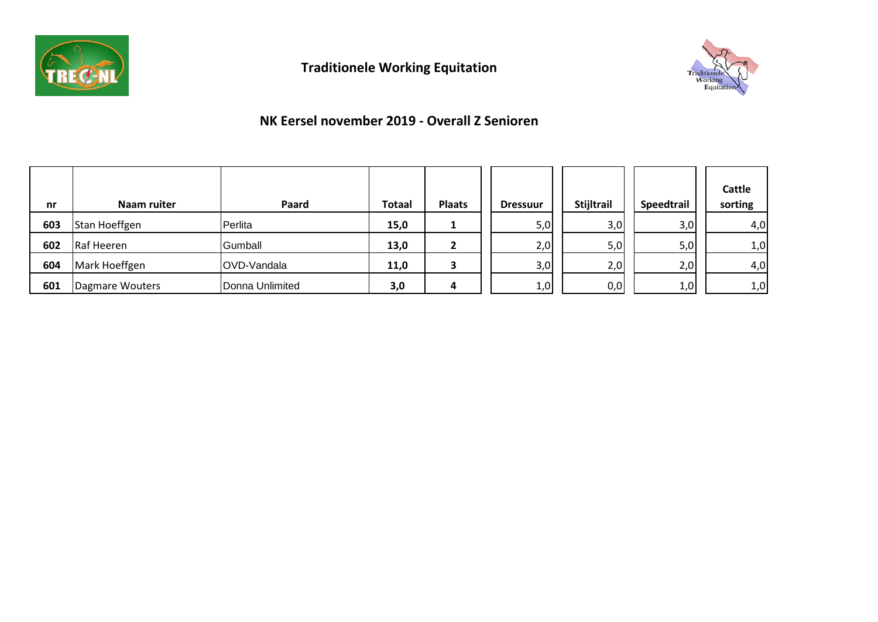# Traditionele Working Equitation

## NK Eersel november 2019 - Overall Z Senioren

| nr | Naam ruiter | Paard | Totaal | Plaats | Dressuur | Stijltrail | Speedtrail | Cattle sorting |
|---|---|---|---|---|---|---|---|---|
| **603** | Stan Hoeffgen | Perlita | **15,0** | **1** | 5,0 | 3,0 | 3,0 | 4,0 |
| **602** | Raf Heeren | Gumball | **13,0** | **2** | 2,0 | 5,0 | 5,0 | 1,0 |
| **604** | Mark Hoeffgen | OVD-Vandala | **11,0** | **3** | 3,0 | 2,0 | 2,0 | 4,0 |
| **601** | Dagmare Wouters | Donna Unlimited | **3,0** | **4** | 1,0 | 0,0 | 1,0 | 1,0 |